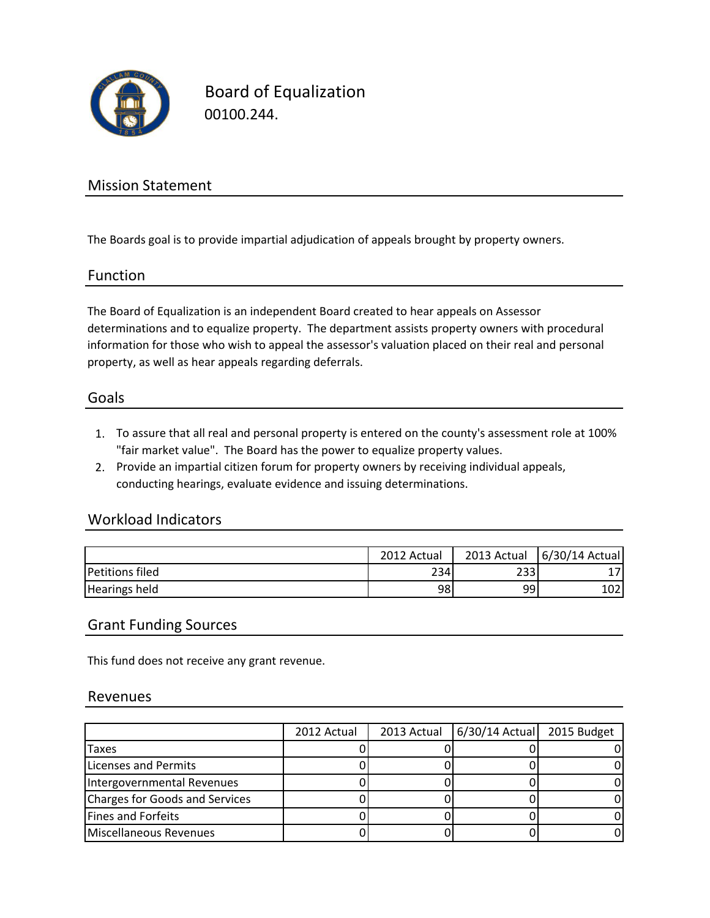# Board of Equalization

00100.244.

## Mission Statement

The Boards goal is to provide impartial adjudication of appeals brought by property owners.

## Function

The Board of Equalization is an independent Board created to hear appeals on Assessor determinations and to equalize property. The department assists property owners with procedural information for those who wish to appeal the assessor's valuation placed on their real and personal property, as well as hear appeals regarding deferrals.

## Goals

1. To assure that all real and personal property is entered on the county's assessment role at 100% "fair market value". The Board has the power to equalize property values.
2. Provide an impartial citizen forum for property owners by receiving individual appeals, conducting hearings, evaluate evidence and issuing determinations.

## Workload Indicators

| | 2012 Actual | 2013 Actual | 6/30/14 Actual |
|---|---|---|---|
| Petitions filed | 234 | 233 | 17 |
| Hearings held | 98 | 99 | 102 |

## Grant Funding Sources

This fund does not receive any grant revenue.

## Revenues

| | 2012 Actual | 2013 Actual | 6/30/14 Actual | 2015 Budget |
|---|---|---|---|---|
| Taxes | 0 | 0 | 0 | 0 |
| Licenses and Permits | 0 | 0 | 0 | 0 |
| Intergovernmental Revenues | 0 | 0 | 0 | 0 |
| Charges for Goods and Services | 0 | 0 | 0 | 0 |
| Fines and Forfeits | 0 | 0 | 0 | 0 |
| Miscellaneous Revenues | 0 | 0 | 0 | 0 |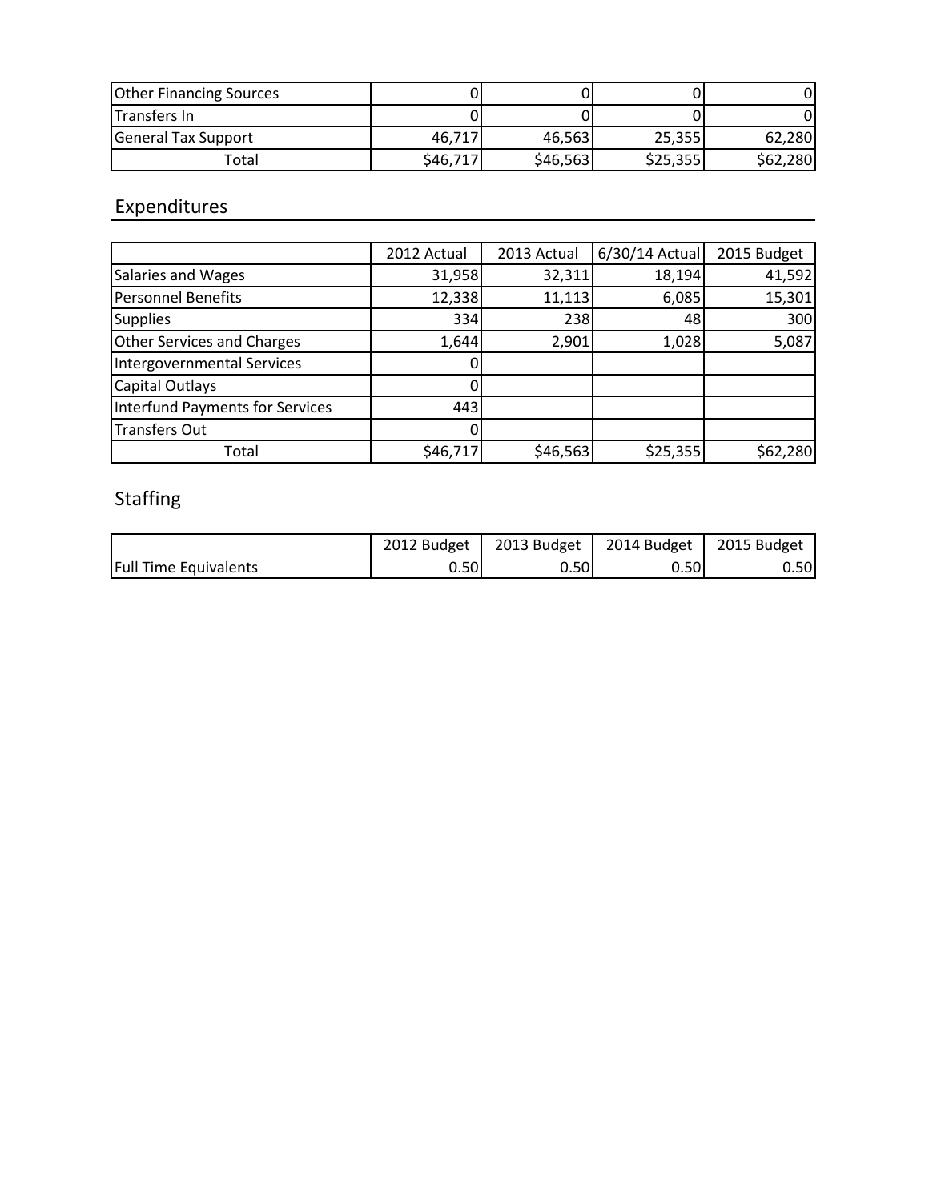| | | | | |
|---|---|---|---|---|
| Other Financing Sources | 0 | 0 | 0 | 0 |
| Transfers In | 0 | 0 | 0 | 0 |
| General Tax Support | 46,717 | 46,563 | 25,355 | 62,280 |
| Total | $46,717 | $46,563 | $25,355 | $62,280 |

## Expenditures

| | 2012 Actual | 2013 Actual | 6/30/14 Actual | 2015 Budget |
|---|---|---|---|---|
| Salaries and Wages | 31,958 | 32,311 | 18,194 | 41,592 |
| Personnel Benefits | 12,338 | 11,113 | 6,085 | 15,301 |
| Supplies | 334 | 238 | 48 | 300 |
| Other Services and Charges | 1,644 | 2,901 | 1,028 | 5,087 |
| Intergovernmental Services | 0 | | | |
| Capital Outlays | 0 | | | |
| Interfund Payments for Services | 443 | | | |
| Transfers Out | 0 | | | |
| Total | $46,717 | $46,563 | $25,355 | $62,280 |

## Staffing

| | 2012 Budget | 2013 Budget | 2014 Budget | 2015 Budget |
|---|---|---|---|---|
| Full Time Equivalents | 0.50 | 0.50 | 0.50 | 0.50 |